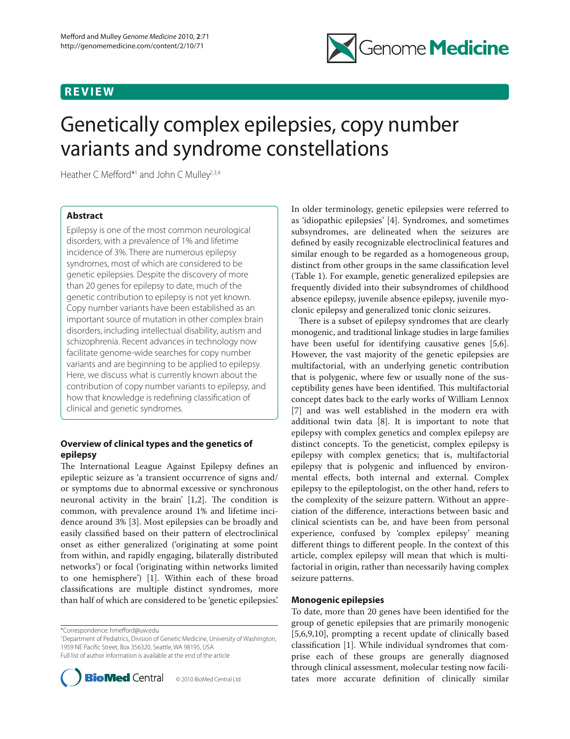REVIEW

# Genetically complex epilepsies, copy number variants and syndrome constellations

Heather C Mefford*[1] and John C Mulley[2,3,4]

## Abstract

Epilepsy is one of the most common neurological disorders, with a prevalence of 1% and lifetime incidence of 3%. There are numerous epilepsy syndromes, most of which are considered to be genetic epilepsies. Despite the discovery of more than 20 genes for epilepsy to date, much of the genetic contribution to epilepsy is not yet known. Copy number variants have been established as an important source of mutation in other complex brain disorders, including intellectual disability, autism and schizophrenia. Recent advances in technology now facilitate genome-wide searches for copy number variants and are beginning to be applied to epilepsy. Here, we discuss what is currently known about the contribution of copy number variants to epilepsy, and how that knowledge is redefining classification of clinical and genetic syndromes.

## Overview of clinical types and the genetics of epilepsy

The International League Against Epilepsy defines an epileptic seizure as 'a transient occurrence of signs and/or symptoms due to abnormal excessive or synchronous neuronal activity in the brain' [1,2]. The condition is common, with prevalence around 1% and lifetime incidence around 3% [3]. Most epilepsies can be broadly and easily classified based on their pattern of electroclinical onset as either generalized ('originating at some point from within, and rapidly engaging, bilaterally distributed networks') or focal ('originating within networks limited to one hemisphere') [1]. Within each of these broad classifications are multiple distinct syndromes, more than half of which are considered to be 'genetic epilepsies'. In older terminology, genetic epilepsies were referred to as 'idiopathic epilepsies' [4]. Syndromes, and sometimes subsyndromes, are delineated when the seizures are defined by easily recognizable electroclinical features and similar enough to be regarded as a homogeneous group, distinct from other groups in the same classification level (Table 1). For example, genetic generalized epilepsies are frequently divided into their subsyndromes of childhood absence epilepsy, juvenile absence epilepsy, juvenile myoclonic epilepsy and generalized tonic clonic seizures.

There is a subset of epilepsy syndromes that are clearly monogenic, and traditional linkage studies in large families have been useful for identifying causative genes [5,6]. However, the vast majority of the genetic epilepsies are multifactorial, with an underlying genetic contribution that is polygenic, where few or usually none of the susceptibility genes have been identified. This multifactorial concept dates back to the early works of William Lennox [7] and was well established in the modern era with additional twin data [8]. It is important to note that epilepsy with complex genetics and complex epilepsy are distinct concepts. To the geneticist, complex epilepsy is epilepsy with complex genetics; that is, multifactorial epilepsy that is polygenic and influenced by environmental effects, both internal and external. Complex epilepsy to the epileptologist, on the other hand, refers to the complexity of the seizure pattern. Without an appreciation of the difference, interactions between basic and clinical scientists can be, and have been from personal experience, confused by 'complex epilepsy' meaning different things to different people. In the context of this article, complex epilepsy will mean that which is multifactorial in origin, rather than necessarily having complex seizure patterns.

## Monogenic epilepsies

To date, more than 20 genes have been identified for the group of genetic epilepsies that are primarily monogenic [5,6,9,10], prompting a recent update of clinically based classification [1]. While individual syndromes that comprise each of these groups are generally diagnosed through clinical assessment, molecular testing now facilitates more accurate definition of clinically similar

*Correspondence: hmefford@uw.edu
[1]Department of Pediatrics, Division of Genetic Medicine, University of Washington, 1959 NE Pacific Street, Box 356320, Seattle, WA 98195, USA
Full list of author information is available at the end of the article

© 2010 BioMed Central Ltd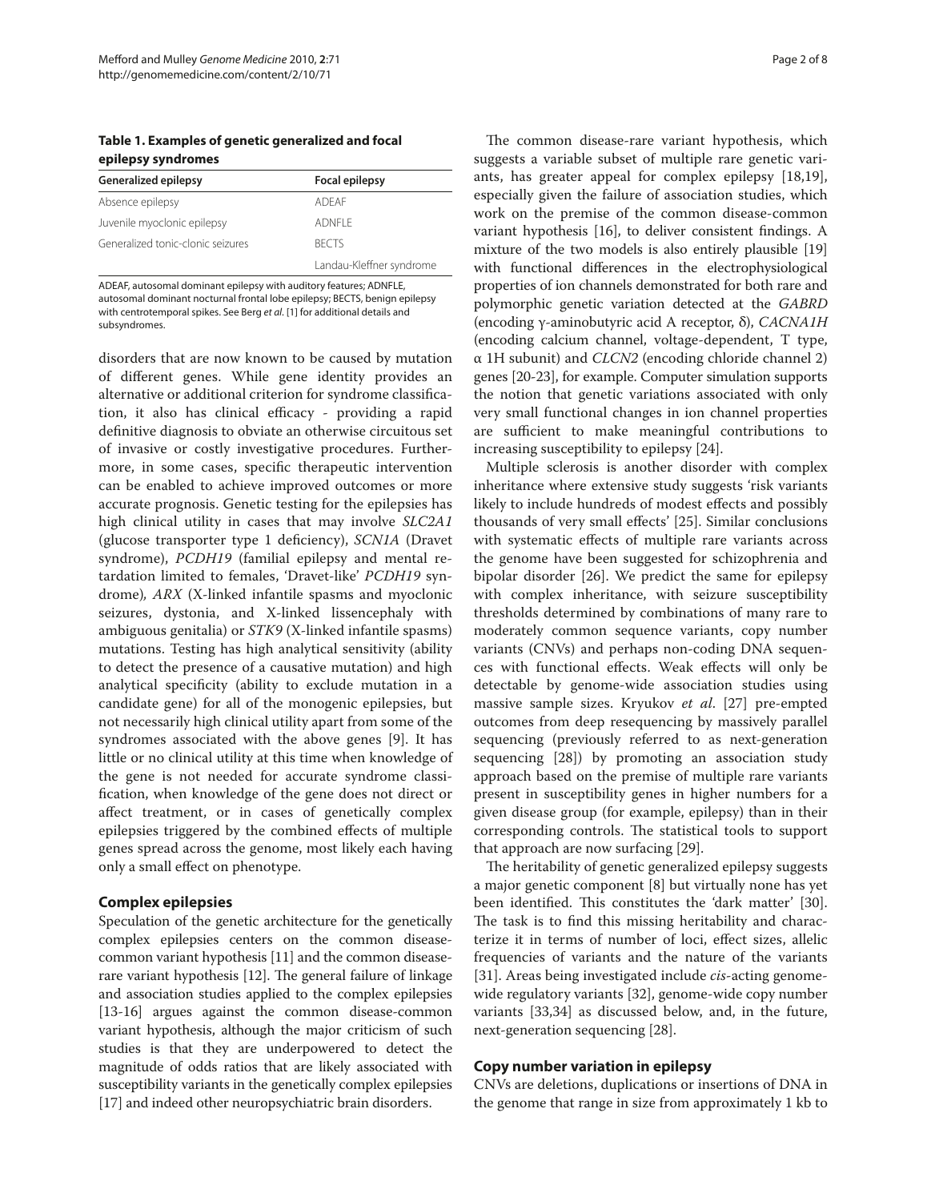**Table 1. Examples of genetic generalized and focal epilepsy syndromes**

| Generalized epilepsy | Focal epilepsy |
|---|---|
| Absence epilepsy | ADEAF |
| Juvenile myoclonic epilepsy | ADNFLE |
| Generalized tonic-clonic seizures | BECTS |
| | Landau-Kleffner syndrome |

ADEAF, autosomal dominant epilepsy with auditory features; ADNFLE, autosomal dominant nocturnal frontal lobe epilepsy; BECTS, benign epilepsy with centrotemporal spikes. See Berg *et al*. [1] for additional details and subsyndromes.

disorders that are now known to be caused by mutation of different genes. While gene identity provides an alternative or additional criterion for syndrome classification, it also has clinical efficacy - providing a rapid definitive diagnosis to obviate an otherwise circuitous set of invasive or costly investigative procedures. Furthermore, in some cases, specific therapeutic intervention can be enabled to achieve improved outcomes or more accurate prognosis. Genetic testing for the epilepsies has high clinical utility in cases that may involve *SLC2A1* (glucose transporter type 1 deficiency), *SCN1A* (Dravet syndrome), *PCDH19* (familial epilepsy and mental retardation limited to females, 'Dravet-like' *PCDH19* syndrome), *ARX* (X-linked infantile spasms and myoclonic seizures, dystonia, and X-linked lissencephaly with ambiguous genitalia) or *STK9* (X-linked infantile spasms) mutations. Testing has high analytical sensitivity (ability to detect the presence of a causative mutation) and high analytical specificity (ability to exclude mutation in a candidate gene) for all of the monogenic epilepsies, but not necessarily high clinical utility apart from some of the syndromes associated with the above genes [9]. It has little or no clinical utility at this time when knowledge of the gene is not needed for accurate syndrome classification, when knowledge of the gene does not direct or affect treatment, or in cases of genetically complex epilepsies triggered by the combined effects of multiple genes spread across the genome, most likely each having only a small effect on phenotype.

## Complex epilepsies

Speculation of the genetic architecture for the genetically complex epilepsies centers on the common disease-common variant hypothesis [11] and the common disease-rare variant hypothesis [12]. The general failure of linkage and association studies applied to the complex epilepsies [13-16] argues against the common disease-common variant hypothesis, although the major criticism of such studies is that they are underpowered to detect the magnitude of odds ratios that are likely associated with susceptibility variants in the genetically complex epilepsies [17] and indeed other neuropsychiatric brain disorders.

The common disease-rare variant hypothesis, which suggests a variable subset of multiple rare genetic variants, has greater appeal for complex epilepsy [18,19], especially given the failure of association studies, which work on the premise of the common disease-common variant hypothesis [16], to deliver consistent findings. A mixture of the two models is also entirely plausible [19] with functional differences in the electrophysiological properties of ion channels demonstrated for both rare and polymorphic genetic variation detected at the *GABRD* (encoding γ-aminobutyric acid A receptor, δ), *CACNA1H* (encoding calcium channel, voltage-dependent, T type, α 1H subunit) and *CLCN2* (encoding chloride channel 2) genes [20-23], for example. Computer simulation supports the notion that genetic variations associated with only very small functional changes in ion channel properties are sufficient to make meaningful contributions to increasing susceptibility to epilepsy [24].

Multiple sclerosis is another disorder with complex inheritance where extensive study suggests 'risk variants likely to include hundreds of modest effects and possibly thousands of very small effects' [25]. Similar conclusions with systematic effects of multiple rare variants across the genome have been suggested for schizophrenia and bipolar disorder [26]. We predict the same for epilepsy with complex inheritance, with seizure susceptibility thresholds determined by combinations of many rare to moderately common sequence variants, copy number variants (CNVs) and perhaps non-coding DNA sequences with functional effects. Weak effects will only be detectable by genome-wide association studies using massive sample sizes. Kryukov *et al*. [27] pre-empted outcomes from deep resequencing by massively parallel sequencing (previously referred to as next-generation sequencing [28]) by promoting an association study approach based on the premise of multiple rare variants present in susceptibility genes in higher numbers for a given disease group (for example, epilepsy) than in their corresponding controls. The statistical tools to support that approach are now surfacing [29].

The heritability of genetic generalized epilepsy suggests a major genetic component [8] but virtually none has yet been identified. This constitutes the 'dark matter' [30]. The task is to find this missing heritability and characterize it in terms of number of loci, effect sizes, allelic frequencies of variants and the nature of the variants [31]. Areas being investigated include *cis*-acting genome-wide regulatory variants [32], genome-wide copy number variants [33,34] as discussed below, and, in the future, next-generation sequencing [28].

## Copy number variation in epilepsy

CNVs are deletions, duplications or insertions of DNA in the genome that range in size from approximately 1 kb to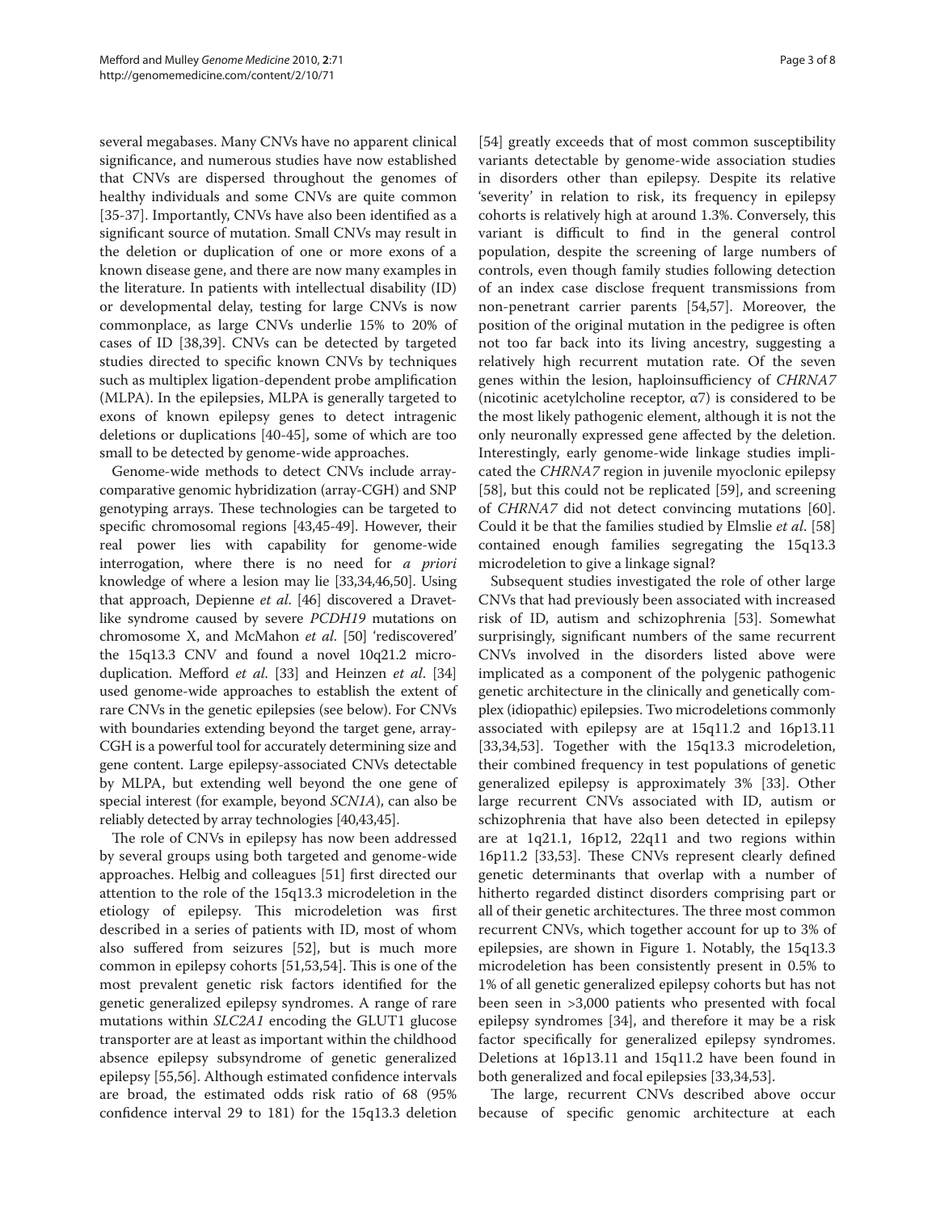several megabases. Many CNVs have no apparent clinical significance, and numerous studies have now established that CNVs are dispersed throughout the genomes of healthy individuals and some CNVs are quite common [35-37]. Importantly, CNVs have also been identified as a significant source of mutation. Small CNVs may result in the deletion or duplication of one or more exons of a known disease gene, and there are now many examples in the literature. In patients with intellectual disability (ID) or developmental delay, testing for large CNVs is now commonplace, as large CNVs underlie 15% to 20% of cases of ID [38,39]. CNVs can be detected by targeted studies directed to specific known CNVs by techniques such as multiplex ligation-dependent probe amplification (MLPA). In the epilepsies, MLPA is generally targeted to exons of known epilepsy genes to detect intragenic deletions or duplications [40-45], some of which are too small to be detected by genome-wide approaches.

Genome-wide methods to detect CNVs include array-comparative genomic hybridization (array-CGH) and SNP genotyping arrays. These technologies can be targeted to specific chromosomal regions [43,45-49]. However, their real power lies with capability for genome-wide interrogation, where there is no need for *a priori* knowledge of where a lesion may lie [33,34,46,50]. Using that approach, Depienne *et al.* [46] discovered a Dravet-like syndrome caused by severe *PCDH19* mutations on chromosome X, and McMahon *et al.* [50] 'rediscovered' the 15q13.3 CNV and found a novel 10q21.2 microduplication. Mefford *et al.* [33] and Heinzen *et al.* [34] used genome-wide approaches to establish the extent of rare CNVs in the genetic epilepsies (see below). For CNVs with boundaries extending beyond the target gene, array-CGH is a powerful tool for accurately determining size and gene content. Large epilepsy-associated CNVs detectable by MLPA, but extending well beyond the one gene of special interest (for example, beyond *SCN1A*), can also be reliably detected by array technologies [40,43,45].

The role of CNVs in epilepsy has now been addressed by several groups using both targeted and genome-wide approaches. Helbig and colleagues [51] first directed our attention to the role of the 15q13.3 microdeletion in the etiology of epilepsy. This microdeletion was first described in a series of patients with ID, most of whom also suffered from seizures [52], but is much more common in epilepsy cohorts [51,53,54]. This is one of the most prevalent genetic risk factors identified for the genetic generalized epilepsy syndromes. A range of rare mutations within *SLC2A1* encoding the GLUT1 glucose transporter are at least as important within the childhood absence epilepsy subsyndrome of genetic generalized epilepsy [55,56]. Although estimated confidence intervals are broad, the estimated odds risk ratio of 68 (95% confidence interval 29 to 181) for the 15q13.3 deletion [54] greatly exceeds that of most common susceptibility variants detectable by genome-wide association studies in disorders other than epilepsy. Despite its relative 'severity' in relation to risk, its frequency in epilepsy cohorts is relatively high at around 1.3%. Conversely, this variant is difficult to find in the general control population, despite the screening of large numbers of controls, even though family studies following detection of an index case disclose frequent transmissions from non-penetrant carrier parents [54,57]. Moreover, the position of the original mutation in the pedigree is often not too far back into its living ancestry, suggesting a relatively high recurrent mutation rate. Of the seven genes within the lesion, haploinsufficiency of *CHRNA7* (nicotinic acetylcholine receptor, α7) is considered to be the most likely pathogenic element, although it is not the only neuronally expressed gene affected by the deletion. Interestingly, early genome-wide linkage studies implicated the *CHRNA7* region in juvenile myoclonic epilepsy [58], but this could not be replicated [59], and screening of *CHRNA7* did not detect convincing mutations [60]. Could it be that the families studied by Elmslie *et al.* [58] contained enough families segregating the 15q13.3 microdeletion to give a linkage signal?

Subsequent studies investigated the role of other large CNVs that had previously been associated with increased risk of ID, autism and schizophrenia [53]. Somewhat surprisingly, significant numbers of the same recurrent CNVs involved in the disorders listed above were implicated as a component of the polygenic pathogenic genetic architecture in the clinically and genetically complex (idiopathic) epilepsies. Two microdeletions commonly associated with epilepsy are at 15q11.2 and 16p13.11 [33,34,53]. Together with the 15q13.3 microdeletion, their combined frequency in test populations of genetic generalized epilepsy is approximately 3% [33]. Other large recurrent CNVs associated with ID, autism or schizophrenia that have also been detected in epilepsy are at 1q21.1, 16p12, 22q11 and two regions within 16p11.2 [33,53]. These CNVs represent clearly defined genetic determinants that overlap with a number of hitherto regarded distinct disorders comprising part or all of their genetic architectures. The three most common recurrent CNVs, which together account for up to 3% of epilepsies, are shown in Figure 1. Notably, the 15q13.3 microdeletion has been consistently present in 0.5% to 1% of all genetic generalized epilepsy cohorts but has not been seen in >3,000 patients who presented with focal epilepsy syndromes [34], and therefore it may be a risk factor specifically for generalized epilepsy syndromes. Deletions at 16p13.11 and 15q11.2 have been found in both generalized and focal epilepsies [33,34,53].

The large, recurrent CNVs described above occur because of specific genomic architecture at each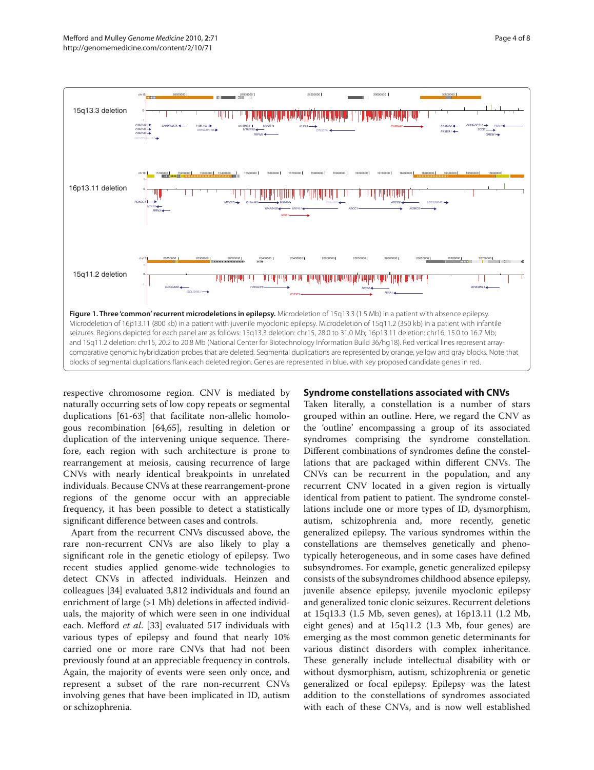15q13.3 deletion

16p13.11 deletion

15q11.2 deletion

**Figure 1. Three 'common' recurrent microdeletions in epilepsy.** Microdeletion of 15q13.3 (1.5 Mb) in a patient with absence epilepsy. Microdeletion of 16p13.11 (800 kb) in a patient with juvenile myoclonic epilepsy. Microdeletion of 15q11.2 (350 kb) in a patient with infantile seizures. Regions depicted for each panel are as follows: 15q13.3 deletion: chr15, 28.0 to 31.0 Mb; 16p13.11 deletion: chr16, 15.0 to 16.7 Mb; and 15q11.2 deletion: chr15, 20.2 to 20.8 Mb (National Center for Biotechnology Information Build 36/hg18). Red vertical lines represent array-comparative genomic hybridization probes that are deleted. Segmental duplications are represented by orange, yellow and gray blocks. Note that blocks of segmental duplications flank each deleted region. Genes are represented in blue, with key proposed candidate genes in red.

respective chromosome region. CNV is mediated by naturally occurring sets of low copy repeats or segmental duplications [61-63] that facilitate non-allelic homologous recombination [64,65], resulting in deletion or duplication of the intervening unique sequence. Therefore, each region with such architecture is prone to rearrangement at meiosis, causing recurrence of large CNVs with nearly identical breakpoints in unrelated individuals. Because CNVs at these rearrangement-prone regions of the genome occur with an appreciable frequency, it has been possible to detect a statistically significant difference between cases and controls.

Apart from the recurrent CNVs discussed above, the rare non-recurrent CNVs are also likely to play a significant role in the genetic etiology of epilepsy. Two recent studies applied genome-wide technologies to detect CNVs in affected individuals. Heinzen and colleagues [34] evaluated 3,812 individuals and found an enrichment of large (>1 Mb) deletions in affected individuals, the majority of which were seen in one individual each. Mefford *et al*. [33] evaluated 517 individuals with various types of epilepsy and found that nearly 10% carried one or more rare CNVs that had not been previously found at an appreciable frequency in controls. Again, the majority of events were seen only once, and represent a subset of the rare non-recurrent CNVs involving genes that have been implicated in ID, autism or schizophrenia.

## Syndrome constellations associated with CNVs

Taken literally, a constellation is a number of stars grouped within an outline. Here, we regard the CNV as the 'outline' encompassing a group of its associated syndromes comprising the syndrome constellation. Different combinations of syndromes define the constellations that are packaged within different CNVs. The CNVs can be recurrent in the population, and any recurrent CNV located in a given region is virtually identical from patient to patient. The syndrome constellations include one or more types of ID, dysmorphism, autism, schizophrenia and, more recently, genetic generalized epilepsy. The various syndromes within the constellations are themselves genetically and phenotypically heterogeneous, and in some cases have defined subsyndromes. For example, genetic generalized epilepsy consists of the subsyndromes childhood absence epilepsy, juvenile absence epilepsy, juvenile myoclonic epilepsy and generalized tonic clonic seizures. Recurrent deletions at 15q13.3 (1.5 Mb, seven genes), at 16p13.11 (1.2 Mb, eight genes) and at 15q11.2 (1.3 Mb, four genes) are emerging as the most common genetic determinants for various distinct disorders with complex inheritance. These generally include intellectual disability with or without dysmorphism, autism, schizophrenia or genetic generalized or focal epilepsy. Epilepsy was the latest addition to the constellations of syndromes associated with each of these CNVs, and is now well established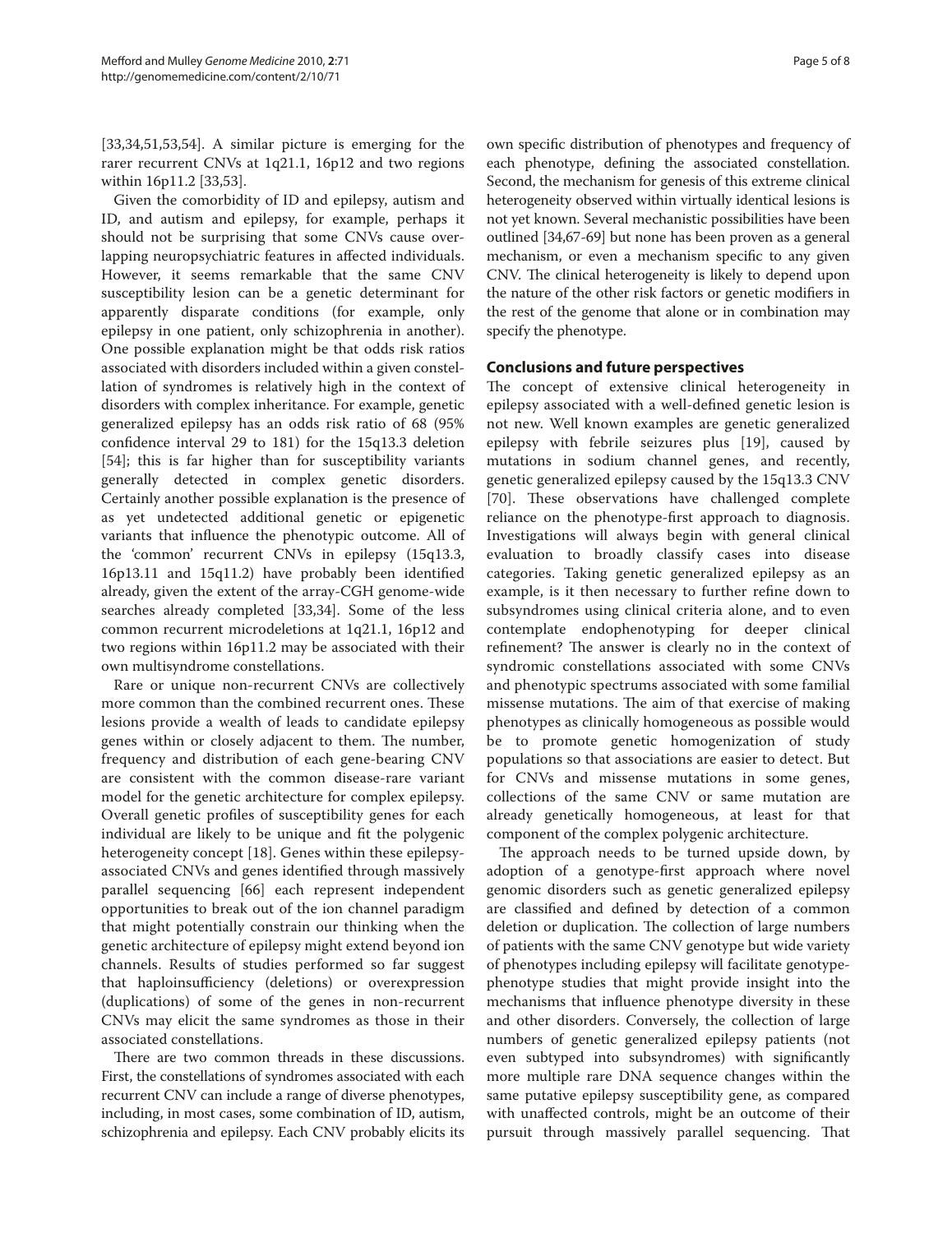[33,34,51,53,54]. A similar picture is emerging for the rarer recurrent CNVs at 1q21.1, 16p12 and two regions within 16p11.2 [33,53].

Given the comorbidity of ID and epilepsy, autism and ID, and autism and epilepsy, for example, perhaps it should not be surprising that some CNVs cause overlapping neuropsychiatric features in affected individuals. However, it seems remarkable that the same CNV susceptibility lesion can be a genetic determinant for apparently disparate conditions (for example, only epilepsy in one patient, only schizophrenia in another). One possible explanation might be that odds risk ratios associated with disorders included within a given constellation of syndromes is relatively high in the context of disorders with complex inheritance. For example, genetic generalized epilepsy has an odds risk ratio of 68 (95% confidence interval 29 to 181) for the 15q13.3 deletion [54]; this is far higher than for susceptibility variants generally detected in complex genetic disorders. Certainly another possible explanation is the presence of as yet undetected additional genetic or epigenetic variants that influence the phenotypic outcome. All of the 'common' recurrent CNVs in epilepsy (15q13.3, 16p13.11 and 15q11.2) have probably been identified already, given the extent of the array-CGH genome-wide searches already completed [33,34]. Some of the less common recurrent microdeletions at 1q21.1, 16p12 and two regions within 16p11.2 may be associated with their own multisyndrome constellations.

Rare or unique non-recurrent CNVs are collectively more common than the combined recurrent ones. These lesions provide a wealth of leads to candidate epilepsy genes within or closely adjacent to them. The number, frequency and distribution of each gene-bearing CNV are consistent with the common disease-rare variant model for the genetic architecture for complex epilepsy. Overall genetic profiles of susceptibility genes for each individual are likely to be unique and fit the polygenic heterogeneity concept [18]. Genes within these epilepsy-associated CNVs and genes identified through massively parallel sequencing [66] each represent independent opportunities to break out of the ion channel paradigm that might potentially constrain our thinking when the genetic architecture of epilepsy might extend beyond ion channels. Results of studies performed so far suggest that haploinsufficiency (deletions) or overexpression (duplications) of some of the genes in non-recurrent CNVs may elicit the same syndromes as those in their associated constellations.

There are two common threads in these discussions. First, the constellations of syndromes associated with each recurrent CNV can include a range of diverse phenotypes, including, in most cases, some combination of ID, autism, schizophrenia and epilepsy. Each CNV probably elicits its own specific distribution of phenotypes and frequency of each phenotype, defining the associated constellation. Second, the mechanism for genesis of this extreme clinical heterogeneity observed within virtually identical lesions is not yet known. Several mechanistic possibilities have been outlined [34,67-69] but none has been proven as a general mechanism, or even a mechanism specific to any given CNV. The clinical heterogeneity is likely to depend upon the nature of the other risk factors or genetic modifiers in the rest of the genome that alone or in combination may specify the phenotype.

## Conclusions and future perspectives

The concept of extensive clinical heterogeneity in epilepsy associated with a well-defined genetic lesion is not new. Well known examples are genetic generalized epilepsy with febrile seizures plus [19], caused by mutations in sodium channel genes, and recently, genetic generalized epilepsy caused by the 15q13.3 CNV [70]. These observations have challenged complete reliance on the phenotype-first approach to diagnosis. Investigations will always begin with general clinical evaluation to broadly classify cases into disease categories. Taking genetic generalized epilepsy as an example, is it then necessary to further refine down to subsyndromes using clinical criteria alone, and to even contemplate endophenotyping for deeper clinical refinement? The answer is clearly no in the context of syndromic constellations associated with some CNVs and phenotypic spectrums associated with some familial missense mutations. The aim of that exercise of making phenotypes as clinically homogeneous as possible would be to promote genetic homogenization of study populations so that associations are easier to detect. But for CNVs and missense mutations in some genes, collections of the same CNV or same mutation are already genetically homogeneous, at least for that component of the complex polygenic architecture.

The approach needs to be turned upside down, by adoption of a genotype-first approach where novel genomic disorders such as genetic generalized epilepsy are classified and defined by detection of a common deletion or duplication. The collection of large numbers of patients with the same CNV genotype but wide variety of phenotypes including epilepsy will facilitate genotype-phenotype studies that might provide insight into the mechanisms that influence phenotype diversity in these and other disorders. Conversely, the collection of large numbers of genetic generalized epilepsy patients (not even subtyped into subsyndromes) with significantly more multiple rare DNA sequence changes within the same putative epilepsy susceptibility gene, as compared with unaffected controls, might be an outcome of their pursuit through massively parallel sequencing. That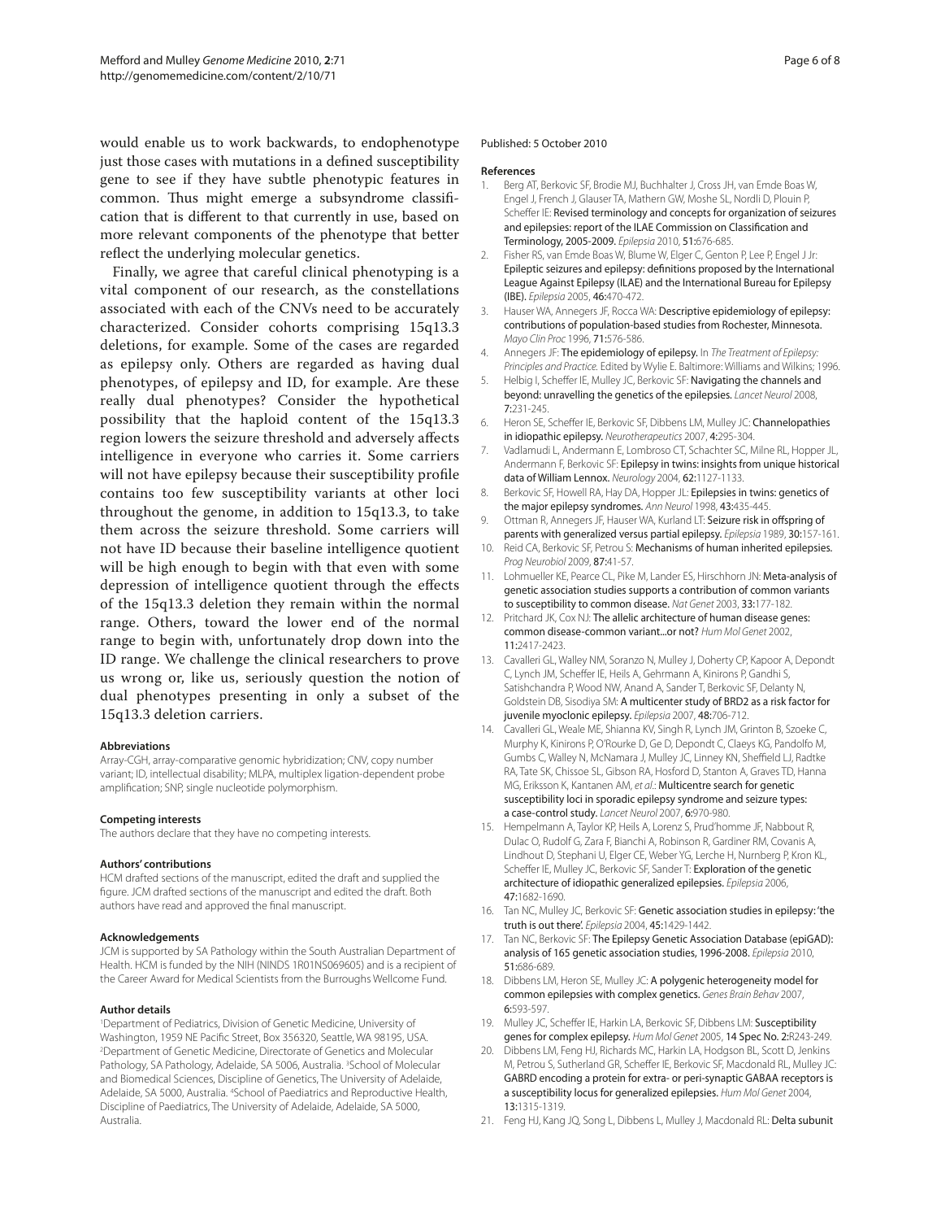would enable us to work backwards, to endophenotype just those cases with mutations in a defined susceptibility gene to see if they have subtle phenotypic features in common. Thus might emerge a subsyndrome classification that is different to that currently in use, based on more relevant components of the phenotype that better reflect the underlying molecular genetics.

Finally, we agree that careful clinical phenotyping is a vital component of our research, as the constellations associated with each of the CNVs need to be accurately characterized. Consider cohorts comprising 15q13.3 deletions, for example. Some of the cases are regarded as epilepsy only. Others are regarded as having dual phenotypes, of epilepsy and ID, for example. Are these really dual phenotypes? Consider the hypothetical possibility that the haploid content of the 15q13.3 region lowers the seizure threshold and adversely affects intelligence in everyone who carries it. Some carriers will not have epilepsy because their susceptibility profile contains too few susceptibility variants at other loci throughout the genome, in addition to 15q13.3, to take them across the seizure threshold. Some carriers will not have ID because their baseline intelligence quotient will be high enough to begin with that even with some depression of intelligence quotient through the effects of the 15q13.3 deletion they remain within the normal range. Others, toward the lower end of the normal range to begin with, unfortunately drop down into the ID range. We challenge the clinical researchers to prove us wrong or, like us, seriously question the notion of dual phenotypes presenting in only a subset of the 15q13.3 deletion carriers.

#### Abbreviations

Array-CGH, array-comparative genomic hybridization; CNV, copy number variant; ID, intellectual disability; MLPA, multiplex ligation-dependent probe amplification; SNP, single nucleotide polymorphism.

#### Competing interests

The authors declare that they have no competing interests.

#### Authors' contributions

HCM drafted sections of the manuscript, edited the draft and supplied the figure. JCM drafted sections of the manuscript and edited the draft. Both authors have read and approved the final manuscript.

#### Acknowledgements

JCM is supported by SA Pathology within the South Australian Department of Health. HCM is funded by the NIH (NINDS 1R01NS069605) and is a recipient of the Career Award for Medical Scientists from the Burroughs Wellcome Fund.

#### Author details

[1]Department of Pediatrics, Division of Genetic Medicine, University of Washington, 1959 NE Pacific Street, Box 356320, Seattle, WA 98195, USA. [2]Department of Genetic Medicine, Directorate of Genetics and Molecular Pathology, SA Pathology, Adelaide, SA 5006, Australia. [3]School of Molecular and Biomedical Sciences, Discipline of Genetics, The University of Adelaide, Adelaide, SA 5000, Australia. [4]School of Paediatrics and Reproductive Health, Discipline of Paediatrics, The University of Adelaide, Adelaide, SA 5000, Australia.

Published: 5 October 2010

#### References

1. Berg AT, Berkovic SF, Brodie MJ, Buchhalter J, Cross JH, van Emde Boas W, Engel J, French J, Glauser TA, Mathern GW, Moshe SL, Nordli D, Plouin P, Scheffer IE: **Revised terminology and concepts for organization of seizures and epilepsies: report of the ILAE Commission on Classification and Terminology, 2005-2009.** *Epilepsia* 2010, **51:**676-685.
2. Fisher RS, van Emde Boas W, Blume W, Elger C, Genton P, Lee P, Engel J Jr: **Epileptic seizures and epilepsy: definitions proposed by the International League Against Epilepsy (ILAE) and the International Bureau for Epilepsy (IBE).** *Epilepsia* 2005, **46:**470-472.
3. Hauser WA, Annegers JF, Rocca WA: **Descriptive epidemiology of epilepsy: contributions of population-based studies from Rochester, Minnesota.** *Mayo Clin Proc* 1996, **71:**576-586.
4. Annegers JF: **The epidemiology of epilepsy.** In *The Treatment of Epilepsy: Principles and Practice*. Edited by Wylie E. Baltimore: Williams and Wilkins; 1996.
5. Helbig I, Scheffer IE, Mulley JC, Berkovic SF: **Navigating the channels and beyond: unravelling the genetics of the epilepsies.** *Lancet Neurol* 2008, **7:**231-245.
6. Heron SE, Scheffer IE, Berkovic SF, Dibbens LM, Mulley JC: **Channelopathies in idiopathic epilepsy.** *Neurotherapeutics* 2007, **4:**295-304.
7. Vadlamudi L, Andermann E, Lombroso CT, Schachter SC, Milne RL, Hopper JL, Andermann F, Berkovic SF: **Epilepsy in twins: insights from unique historical data of William Lennox.** *Neurology* 2004, **62:**1127-1133.
8. Berkovic SF, Howell RA, Hay DA, Hopper JL: **Epilepsies in twins: genetics of the major epilepsy syndromes.** *Ann Neurol* 1998, **43:**435-445.
9. Ottman R, Annegers JF, Hauser WA, Kurland LT: **Seizure risk in offspring of parents with generalized versus partial epilepsy.** *Epilepsia* 1989, **30:**157-161.
10. Reid CA, Berkovic SF, Petrou S: **Mechanisms of human inherited epilepsies.** *Prog Neurobiol* 2009, **87:**41-57.
11. Lohmueller KE, Pearce CL, Pike M, Lander ES, Hirschhorn JN: **Meta-analysis of genetic association studies supports a contribution of common variants to susceptibility to common disease.** *Nat Genet* 2003, **33:**177-182.
12. Pritchard JK, Cox NJ: **The allelic architecture of human disease genes: common disease-common variant...or not?** *Hum Mol Genet* 2002, **11:**2417-2423.
13. Cavalleri GL, Walley NM, Soranzo N, Mulley J, Doherty CP, Kapoor A, Depondt C, Lynch JM, Scheffer IE, Heils A, Gehrmann A, Kinirons P, Gandhi S, Satishchandra P, Wood NW, Anand A, Sander T, Berkovic SF, Delanty N, Goldstein DB, Sisodiya SM: **A multicenter study of BRD2 as a risk factor for juvenile myoclonic epilepsy.** *Epilepsia* 2007, **48:**706-712.
14. Cavalleri GL, Weale ME, Shianna KV, Singh R, Lynch JM, Grinton B, Szoeke C, Murphy K, Kinirons P, O'Rourke D, Ge D, Depondt C, Claeys KG, Pandolfo M, Gumbs C, Walley N, McNamara J, Mulley JC, Linney KN, Sheffield LJ, Radtke RA, Tate SK, Chissoe SL, Gibson RA, Hosford D, Stanton A, Graves TD, Hanna MG, Eriksson K, Kantanen AM, *et al.*: **Multicentre search for genetic susceptibility loci in sporadic epilepsy syndrome and seizure types: a case-control study.** *Lancet Neurol* 2007, **6:**970-980.
15. Hempelmann A, Taylor KP, Heils A, Lorenz S, Prud'homme JF, Nabbout R, Dulac O, Rudolf G, Zara F, Bianchi A, Robinson R, Gardiner RM, Covanis A, Lindhout D, Stephani U, Elger CE, Weber YG, Lerche H, Nurnberg P, Kron KL, Scheffer IE, Mulley JC, Berkovic SF, Sander T: **Exploration of the genetic architecture of idiopathic generalized epilepsies.** *Epilepsia* 2006, **47:**1682-1690.
16. Tan NC, Mulley JC, Berkovic SF: **Genetic association studies in epilepsy: 'the truth is out there'.** *Epilepsia* 2004, **45:**1429-1442.
17. Tan NC, Berkovic SF: **The Epilepsy Genetic Association Database (epiGAD): analysis of 165 genetic association studies, 1996-2008.** *Epilepsia* 2010, **51:**686-689.
18. Dibbens LM, Heron SE, Mulley JC: **A polygenic heterogeneity model for common epilepsies with complex genetics.** *Genes Brain Behav* 2007, **6:**593-597.
19. Mulley JC, Scheffer IE, Harkin LA, Berkovic SF, Dibbens LM: **Susceptibility genes for complex epilepsy.** *Hum Mol Genet* 2005, **14 Spec No. 2:**R243-249.
20. Dibbens LM, Feng HJ, Richards MC, Harkin LA, Hodgson BL, Scott D, Jenkins M, Petrou S, Sutherland GR, Scheffer IE, Berkovic SF, Macdonald RL, Mulley JC: **GABRD encoding a protein for extra- or peri-synaptic GABAA receptors is a susceptibility locus for generalized epilepsies.** *Hum Mol Genet* 2004, **13:**1315-1319.
21. Feng HJ, Kang JQ, Song L, Dibbens L, Mulley J, Macdonald RL: **Delta subunit**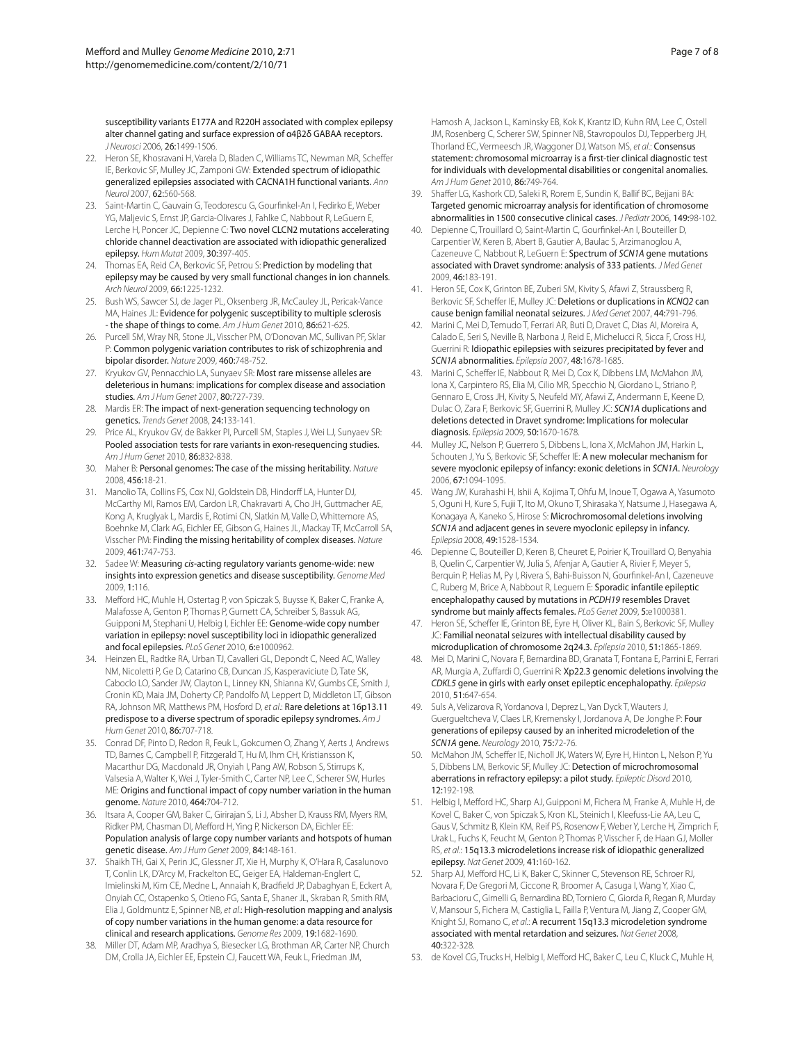susceptibility variants E177A and R220H associated with complex epilepsy alter channel gating and surface expression of α4β2δ GABAA receptors. *J Neurosci* 2006, **26:**1499-1506.

22. Heron SE, Khosravani H, Varela D, Bladen C, Williams TC, Newman MR, Scheffer IE, Berkovic SF, Mulley JC, Zamponi GW: Extended spectrum of idiopathic generalized epilepsies associated with CACNA1H functional variants. *Ann Neurol* 2007, **62:**560-568.
23. Saint-Martin C, Gauvain G, Teodorescu G, Gourfinkel-An I, Fedirko E, Weber YG, Maljevic S, Ernst JP, Garcia-Olivares J, Fahlke C, Nabbout R, LeGuern E, Lerche H, Poncer JC, Depienne C: Two novel CLCN2 mutations accelerating chloride channel deactivation are associated with idiopathic generalized epilepsy. *Hum Mutat* 2009, **30:**397-405.
24. Thomas EA, Reid CA, Berkovic SF, Petrou S: Prediction by modeling that epilepsy may be caused by very small functional changes in ion channels. *Arch Neurol* 2009, **66:**1225-1232.
25. Bush WS, Sawcer SJ, de Jager PL, Oksenberg JR, McCauley JL, Pericak-Vance MA, Haines JL: Evidence for polygenic susceptibility to multiple sclerosis - the shape of things to come. *Am J Hum Genet* 2010, **86:**621-625.
26. Purcell SM, Wray NR, Stone JL, Visscher PM, O'Donovan MC, Sullivan PF, Sklar P: Common polygenic variation contributes to risk of schizophrenia and bipolar disorder. *Nature* 2009, **460:**748-752.
27. Kryukov GV, Pennacchio LA, Sunyaev SR: Most rare missense alleles are deleterious in humans: implications for complex disease and association studies. *Am J Hum Genet* 2007, **80:**727-739.
28. Mardis ER: The impact of next-generation sequencing technology on genetics. *Trends Genet* 2008, **24:**133-141.
29. Price AL, Kryukov GV, de Bakker PI, Purcell SM, Staples J, Wei LJ, Sunyaev SR: Pooled association tests for rare variants in exon-resequencing studies. *Am J Hum Genet* 2010, **86:**832-838.
30. Maher B: Personal genomes: The case of the missing heritability. *Nature* 2008, **456:**18-21.
31. Manolio TA, Collins FS, Cox NJ, Goldstein DB, Hindorff LA, Hunter DJ, McCarthy MI, Ramos EM, Cardon LR, Chakravarti A, Cho JH, Guttmacher AE, Kong A, Kruglyak L, Mardis E, Rotimi CN, Slatkin M, Valle D, Whittemore AS, Boehnke M, Clark AG, Eichler EE, Gibson G, Haines JL, Mackay TF, McCarroll SA, Visscher PM: Finding the missing heritability of complex diseases. *Nature* 2009, **461:**747-753.
32. Sadee W: Measuring *cis*-acting regulatory variants genome-wide: new insights into expression genetics and disease susceptibility. *Genome Med* 2009, **1:**116.
33. Mefford HC, Muhle H, Ostertag P, von Spiczak S, Buysse K, Baker C, Franke A, Malafosse A, Genton P, Thomas P, Gurnett CA, Schreiber S, Bassuk AG, Guipponi M, Stephani U, Helbig I, Eichler EE: Genome-wide copy number variation in epilepsy: novel susceptibility loci in idiopathic generalized and focal epilepsies. *PLoS Genet* 2010, **6:**e1000962.
34. Heinzen EL, Radtke RA, Urban TJ, Cavalleri GL, Depondt C, Need AC, Walley NM, Nicoletti P, Ge D, Catarino CB, Duncan JS, Kasperaviciute D, Tate SK, Caboclo LO, Sander JW, Clayton L, Linney KN, Shianna KV, Gumbs CE, Smith J, Cronin KD, Maia JM, Doherty CP, Pandolfo M, Leppert D, Middleton LT, Gibson RA, Johnson MR, Matthews PM, Hosford D, *et al.*: Rare deletions at 16p13.11 predispose to a diverse spectrum of sporadic epilepsy syndromes. *Am J Hum Genet* 2010, **86:**707-718.
35. Conrad DF, Pinto D, Redon R, Feuk L, Gokcumen O, Zhang Y, Aerts J, Andrews TD, Barnes C, Campbell P, Fitzgerald T, Hu M, Ihm CH, Kristiansson K, Macarthur DG, Macdonald JR, Onyiah I, Pang AW, Robson S, Stirrups K, Valsesia A, Walter K, Wei J, Tyler-Smith C, Carter NP, Lee C, Scherer SW, Hurles ME: Origins and functional impact of copy number variation in the human genome. *Nature* 2010, **464:**704-712.
36. Itsara A, Cooper GM, Baker C, Girirajan S, Li J, Absher D, Krauss RM, Myers RM, Ridker PM, Chasman DI, Mefford H, Ying P, Nickerson DA, Eichler EE: Population analysis of large copy number variants and hotspots of human genetic disease. *Am J Hum Genet* 2009, **84:**148-161.
37. Shaikh TH, Gai X, Perin JC, Glessner JT, Xie H, Murphy K, O'Hara R, Casalunovo T, Conlin LK, D'Arcy M, Frackelton EC, Geiger EA, Haldeman-Englert C, Imielinski M, Kim CE, Medne L, Annaiah K, Bradfield JP, Dabaghyan E, Eckert A, Onyiah CC, Ostapenko S, Otieno FG, Santa E, Shaner JL, Skraban R, Smith RM, Elia J, Goldmuntz E, Spinner NB, *et al.*: High-resolution mapping and analysis of copy number variations in the human genome: a data resource for clinical and research applications. *Genome Res* 2009, **19:**1682-1690.
38. Miller DT, Adam MP, Aradhya S, Biesecker LG, Brothman AR, Carter NP, Church DM, Crolla JA, Eichler EE, Epstein CJ, Faucett WA, Feuk L, Friedman JM, Hamosh A, Jackson L, Kaminsky EB, Kok K, Krantz ID, Kuhn RM, Lee C, Ostell JM, Rosenberg C, Scherer SW, Spinner NB, Stavropoulos DJ, Tepperberg JH, Thorland EC, Vermeesch JR, Waggoner DJ, Watson MS, *et al.*: Consensus statement: chromosomal microarray is a first-tier clinical diagnostic test for individuals with developmental disabilities or congenital anomalies. *Am J Hum Genet* 2010, **86:**749-764.
39. Shaffer LG, Kashork CD, Saleki R, Rorem E, Sundin K, Ballif BC, Bejjani BA: Targeted genomic microarray analysis for identification of chromosome abnormalities in 1500 consecutive clinical cases. *J Pediatr* 2006, **149:**98-102.
40. Depienne C, Trouillard O, Saint-Martin C, Gourfinkel-An I, Bouteiller D, Carpentier W, Keren B, Abert B, Gautier A, Baulac S, Arzimanoglou A, Cazeneuve C, Nabbout R, LeGuern E: Spectrum of *SCN1A* gene mutations associated with Dravet syndrome: analysis of 333 patients. *J Med Genet* 2009, **46:**183-191.
41. Heron SE, Cox K, Grinton BE, Zuberi SM, Kivity S, Afawi Z, Straussberg R, Berkovic SF, Scheffer IE, Mulley JC: Deletions or duplications in *KCNQ2* can cause benign familial neonatal seizures. *J Med Genet* 2007, **44:**791-796.
42. Marini C, Mei D, Temudo T, Ferrari AR, Buti D, Dravet C, Dias AI, Moreira A, Calado E, Seri S, Neville B, Narbona J, Reid E, Michelucci R, Sicca F, Cross HJ, Guerrini R: Idiopathic epilepsies with seizures precipitated by fever and *SCN1A* abnormalities. *Epilepsia* 2007, **48:**1678-1685.
43. Marini C, Scheffer IE, Nabbout R, Mei D, Cox K, Dibbens LM, McMahon JM, Iona X, Carpintero RS, Elia M, Cilio MR, Specchio N, Giordano L, Striano P, Gennaro E, Cross JH, Kivity S, Neufeld MY, Afawi Z, Andermann E, Keene D, Dulac O, Zara F, Berkovic SF, Guerrini R, Mulley JC: *SCN1A* duplications and deletions detected in Dravet syndrome: Implications for molecular diagnosis. *Epilepsia* 2009, **50:**1670-1678.
44. Mulley JC, Nelson P, Guerrero S, Dibbens L, Iona X, McMahon JM, Harkin L, Schouten J, Yu S, Berkovic SF, Scheffer IE: A new molecular mechanism for severe myoclonic epilepsy of infancy: exonic deletions in *SCN1A*. *Neurology* 2006, **67:**1094-1095.
45. Wang JW, Kurahashi H, Ishii A, Kojima T, Ohfu M, Inoue T, Ogawa A, Yasumoto S, Oguni H, Kure S, Fujii T, Ito M, Okuno T, Shirasaka Y, Natsume J, Hasegawa A, Konagaya A, Kaneko S, Hirose S: Microchromosomal deletions involving *SCN1A* and adjacent genes in severe myoclonic epilepsy in infancy. *Epilepsia* 2008, **49:**1528-1534.
46. Depienne C, Bouteiller D, Keren B, Cheuret E, Poirier K, Trouillard O, Benyahia B, Quelin C, Carpentier W, Julia S, Afenjar A, Gautier A, Rivier F, Meyer S, Berquin P, Helias M, Py I, Rivera S, Bahi-Buisson N, Gourfinkel-An I, Cazeneuve C, Ruberg M, Brice A, Nabbout R, Leguern E: Sporadic infantile epileptic encephalopathy caused by mutations in *PCDH19* resembles Dravet syndrome but mainly affects females. *PLoS Genet* 2009, **5:**e1000381.
47. Heron SE, Scheffer IE, Grinton BE, Eyre H, Oliver KL, Bain S, Berkovic SF, Mulley JC: Familial neonatal seizures with intellectual disability caused by microduplication of chromosome 2q24.3. *Epilepsia* 2010, **51:**1865-1869.
48. Mei D, Marini C, Novara F, Bernardina BD, Granata T, Fontana E, Parrini E, Ferrari AR, Murgia A, Zuffardi O, Guerrini R: Xp22.3 genomic deletions involving the *CDKL5* gene in girls with early onset epileptic encephalopathy. *Epilepsia* 2010, **51:**647-654.
49. Suls A, Velizarova R, Yordanova I, Deprez L, Van Dyck T, Wauters J, Guergueltcheva V, Claes LR, Kremensky I, Jordanova A, De Jonghe P: Four generations of epilepsy caused by an inherited microdeletion of the *SCN1A* gene. *Neurology* 2010, **75:**72-76.
50. McMahon JM, Scheffer IE, Nicholl JK, Waters W, Eyre H, Hinton L, Nelson P, Yu S, Dibbens LM, Berkovic SF, Mulley JC: Detection of microchromosomal aberrations in refractory epilepsy: a pilot study. *Epileptic Disord* 2010, **12:**192-198.
51. Helbig I, Mefford HC, Sharp AJ, Guipponi M, Fichera M, Franke A, Muhle H, de Kovel C, Baker C, von Spiczak S, Kron KL, Steinich I, Kleefuss-Lie AA, Leu C, Gaus V, Schmitz B, Klein KM, Reif PS, Rosenow F, Weber Y, Lerche H, Zimprich F, Urak L, Fuchs K, Feucht M, Genton P, Thomas P, Visscher F, de Haan GJ, Moller RS, *et al.*: 15q13.3 microdeletions increase risk of idiopathic generalized epilepsy. *Nat Genet* 2009, **41:**160-162.
52. Sharp AJ, Mefford HC, Li K, Baker C, Skinner C, Stevenson RE, Schroer RJ, Novara F, De Gregori M, Ciccone R, Broomer A, Casuga I, Wang Y, Xiao C, Barbacioru C, Gimelli G, Bernardina BD, Torniero C, Giorda R, Regan R, Murday V, Mansour S, Fichera M, Castiglia L, Failla P, Ventura M, Jiang Z, Cooper GM, Knight SJ, Romano C, *et al.*: A recurrent 15q13.3 microdeletion syndrome associated with mental retardation and seizures. *Nat Genet* 2008, **40:**322-328.
53. de Kovel CG, Trucks H, Helbig I, Mefford HC, Baker C, Leu C, Kluck C, Muhle H,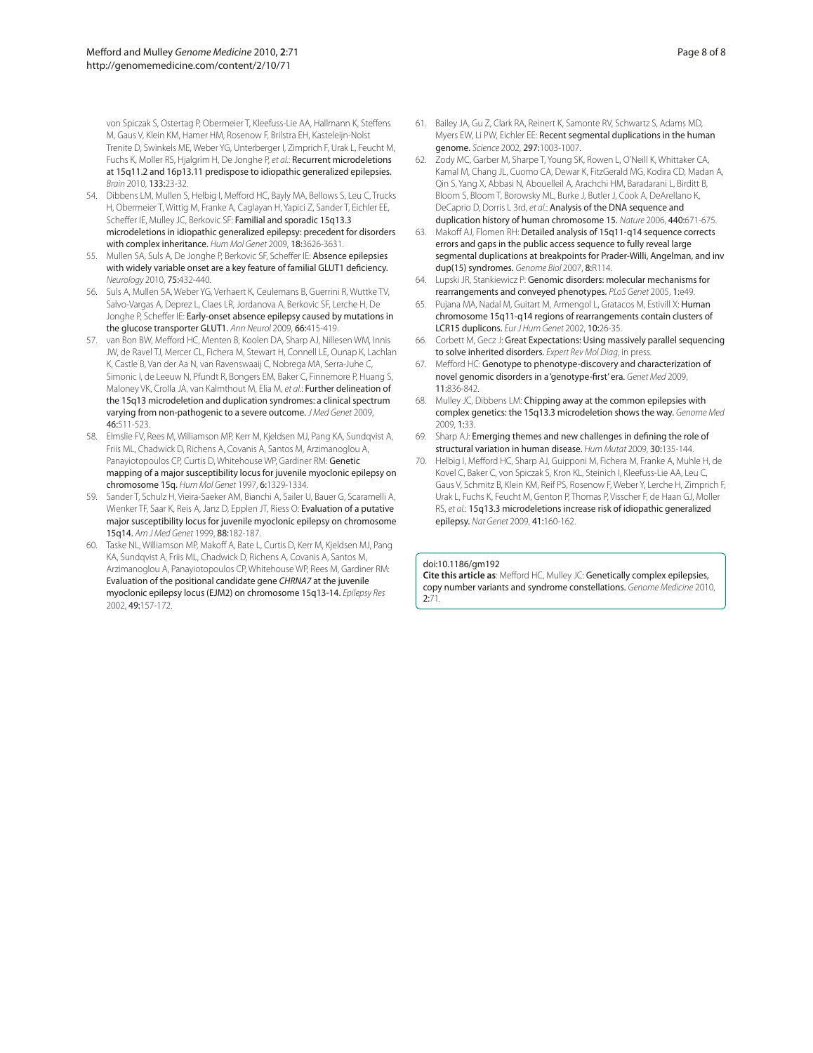von Spiczak S, Ostertag P, Obermeier T, Kleefuss-Lie AA, Hallmann K, Steffens M, Gaus V, Klein KM, Hamer HM, Rosenow F, Brilstra EH, Kasteleijn-Nolst Trenite D, Swinkels ME, Weber YG, Unterberger I, Zimprich F, Urak L, Feucht M, Fuchs K, Moller RS, Hjalgrim H, De Jonghe P, *et al.*: Recurrent microdeletions at 15q11.2 and 16p13.11 predispose to idiopathic generalized epilepsies. *Brain* 2010, **133:**23-32.

54. Dibbens LM, Mullen S, Helbig I, Mefford HC, Bayly MA, Bellows S, Leu C, Trucks H, Obermeier T, Wittig M, Franke A, Caglayan H, Yapici Z, Sander T, Eichler EE, Scheffer IE, Mulley JC, Berkovic SF: Familial and sporadic 15q13.3 microdeletions in idiopathic generalized epilepsy: precedent for disorders with complex inheritance. *Hum Mol Genet* 2009, **18:**3626-3631.
55. Mullen SA, Suls A, De Jonghe P, Berkovic SF, Scheffer IE: Absence epilepsies with widely variable onset are a key feature of familial GLUT1 deficiency. *Neurology* 2010, **75:**432-440.
56. Suls A, Mullen SA, Weber YG, Verhaert K, Ceulemans B, Guerrini R, Wuttke TV, Salvo-Vargas A, Deprez L, Claes LR, Jordanova A, Berkovic SF, Lerche H, De Jonghe P, Scheffer IE: Early-onset absence epilepsy caused by mutations in the glucose transporter GLUT1. *Ann Neurol* 2009, **66:**415-419.
57. van Bon BW, Mefford HC, Menten B, Koolen DA, Sharp AJ, Nillesen WM, Innis JW, de Ravel TJ, Mercer CL, Fichera M, Stewart H, Connell LE, Ounap K, Lachlan K, Castle B, Van der Aa N, van Ravenswaaij C, Nobrega MA, Serra-Juhe C, Simonic I, de Leeuw N, Pfundt R, Bongers EM, Baker C, Finnemore P, Huang S, Maloney VK, Crolla JA, van Kalmthout M, Elia M, *et al.*: Further delineation of the 15q13 microdeletion and duplication syndromes: a clinical spectrum varying from non-pathogenic to a severe outcome. *J Med Genet* 2009, **46:**511-523.
58. Elmslie FV, Rees M, Williamson MP, Kerr M, Kjeldsen MJ, Pang KA, Sundqvist A, Friis ML, Chadwick D, Richens A, Covanis A, Santos M, Arzimanoglou A, Panayiotopoulos CP, Curtis D, Whitehouse WP, Gardiner RM: Genetic mapping of a major susceptibility locus for juvenile myoclonic epilepsy on chromosome 15q. *Hum Mol Genet* 1997, **6:**1329-1334.
59. Sander T, Schulz H, Vieira-Saeker AM, Bianchi A, Sailer U, Bauer G, Scaramelli A, Wienker TF, Saar K, Reis A, Janz D, Epplen JT, Riess O: Evaluation of a putative major susceptibility locus for juvenile myoclonic epilepsy on chromosome 15q14. *Am J Med Genet* 1999, **88:**182-187.
60. Taske NL, Williamson MP, Makoff A, Bate L, Curtis D, Kerr M, Kjeldsen MJ, Pang KA, Sundqvist A, Friis ML, Chadwick D, Richens A, Covanis A, Santos M, Arzimanoglou A, Panayiotopoulos CP, Whitehouse WP, Rees M, Gardiner RM: Evaluation of the positional candidate gene *CHRNA7* at the juvenile myoclonic epilepsy locus (EJM2) on chromosome 15q13-14. *Epilepsy Res* 2002, **49:**157-172.
61. Bailey JA, Gu Z, Clark RA, Reinert K, Samonte RV, Schwartz S, Adams MD, Myers EW, Li PW, Eichler EE: Recent segmental duplications in the human genome. *Science* 2002, **297:**1003-1007.
62. Zody MC, Garber M, Sharpe T, Young SK, Rowen L, O'Neill K, Whittaker CA, Kamal M, Chang JL, Cuomo CA, Dewar K, FitzGerald MG, Kodira CD, Madan A, Qin S, Yang X, Abbasi N, Abouelleil A, Arachchi HM, Baradarani L, Birditt B, Bloom S, Bloom T, Borowsky ML, Burke J, Butler J, Cook A, DeArellano K, DeCaprio D, Dorris L 3rd, *et al.*: Analysis of the DNA sequence and duplication history of human chromosome 15. *Nature* 2006, **440:**671-675.
63. Makoff AJ, Flomen RH: Detailed analysis of 15q11-q14 sequence corrects errors and gaps in the public access sequence to fully reveal large segmental duplications at breakpoints for Prader-Willi, Angelman, and inv dup(15) syndromes. *Genome Biol* 2007, **8:**R114.
64. Lupski JR, Stankiewicz P: Genomic disorders: molecular mechanisms for rearrangements and conveyed phenotypes. *PLoS Genet* 2005, **1:**e49.
65. Pujana MA, Nadal M, Guitart M, Armengol L, Gratacos M, Estivill X: Human chromosome 15q11-q14 regions of rearrangements contain clusters of LCR15 duplicons. *Eur J Hum Genet* 2002, **10:**26-35.
66. Corbett M, Gecz J: Great Expectations: Using massively parallel sequencing to solve inherited disorders. *Expert Rev Mol Diag*, in press.
67. Mefford HC: Genotype to phenotype-discovery and characterization of novel genomic disorders in a 'genotype-first' era. *Genet Med* 2009, **11:**836-842.
68. Mulley JC, Dibbens LM: Chipping away at the common epilepsies with complex genetics: the 15q13.3 microdeletion shows the way. *Genome Med* 2009, **1:**33.
69. Sharp AJ: Emerging themes and new challenges in defining the role of structural variation in human disease. *Hum Mutat* 2009, **30:**135-144.
70. Helbig I, Mefford HC, Sharp AJ, Guipponi M, Fichera M, Franke A, Muhle H, de Kovel C, Baker C, von Spiczak S, Kron KL, Steinich I, Kleefuss-Lie AA, Leu C, Gaus V, Schmitz B, Klein KM, Reif PS, Rosenow F, Weber Y, Lerche H, Zimprich F, Urak L, Fuchs K, Feucht M, Genton P, Thomas P, Visscher F, de Haan GJ, Moller RS, *et al.*: 15q13.3 microdeletions increase risk of idiopathic generalized epilepsy. *Nat Genet* 2009, **41:**160-162.

doi:10.1186/gm192
**Cite this article as**: Mefford HC, Mulley JC: Genetically complex epilepsies, copy number variants and syndrome constellations. *Genome Medicine* 2010, **2**:71.